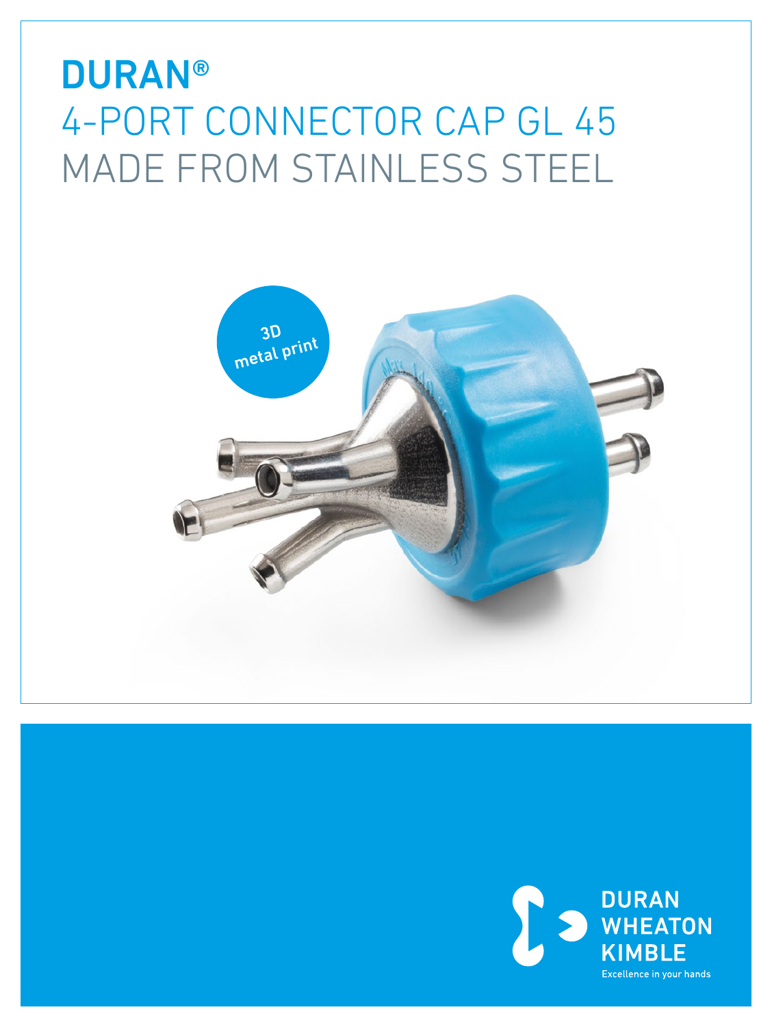# DURAN®

## 4-PORT CONNECTOR CAP GL 45 MADE FROM STAINLESS STEEL

3D metal print

DURAN WHEATON KIMBLE

Excellence in your hands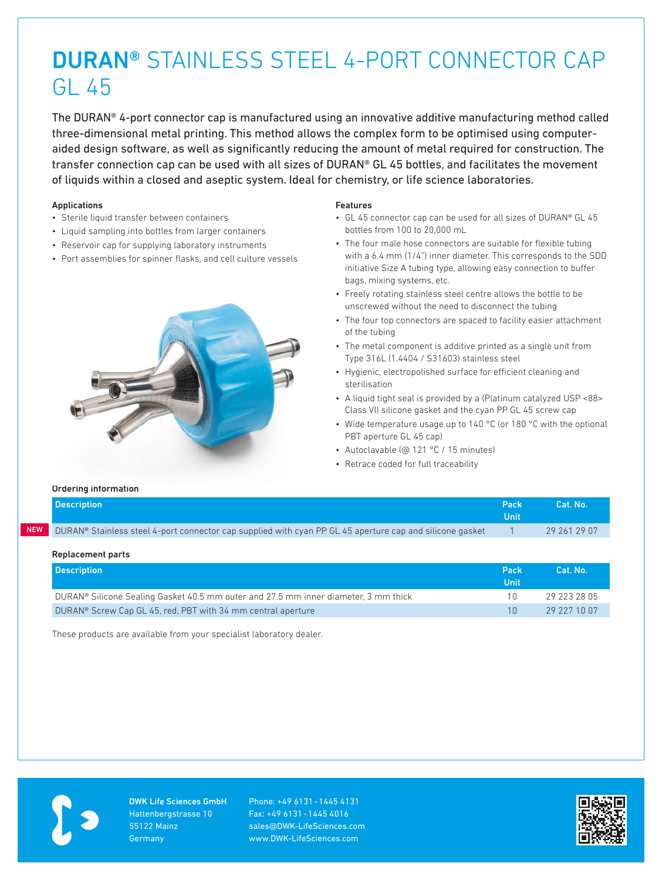# DURAN® STAINLESS STEEL 4-PORT CONNECTOR CAP GL 45

The DURAN® 4-port connector cap is manufactured using an innovative additive manufacturing method called three-dimensional metal printing. This method allows the complex form to be optimised using computer-aided design software, as well as significantly reducing the amount of metal required for construction. The transfer connection cap can be used with all sizes of DURAN® GL 45 bottles, and facilitates the movement of liquids within a closed and aseptic system. Ideal for chemistry, or life science laboratories.

**Applications**

- Sterile liquid transfer between containers
- Liquid sampling into bottles from larger containers
- Reservoir cap for supplying laboratory instruments
- Port assemblies for spinner flasks, and cell culture vessels

**Features**

- GL 45 connector cap can be used for all sizes of DURAN® GL 45 bottles from 100 to 20,000 mL
- The four male hose connectors are suitable for flexible tubing with a 6.4 mm (1/4") inner diameter. This corresponds to the SDD initiative Size A tubing type, allowing easy connection to buffer bags, mixing systems, etc.
- Freely rotating stainless steel centre allows the bottle to be unscrewed without the need to disconnect the tubing
- The four top connectors are spaced to facility easier attachment of the tubing
- The metal component is additive printed as a single unit from Type 316L (1.4404 / S31603) stainless steel
- Hygienic, electropolished surface for efficient cleaning and sterilisation
- A liquid tight seal is provided by a (Platinum catalyzed USP <88> Class VI) silicone gasket and the cyan PP GL 45 screw cap
- Wide temperature usage up to 140 °C (or 180 °C with the optional PBT aperture GL 45 cap)
- Autoclavable (@ 121 °C / 15 minutes)
- Retrace coded for full traceability

**Ordering information**

| | Description | Pack Unit | Cat. No. |
|---|---|---|---|
| NEW | DURAN® Stainless steel 4-port connector cap supplied with cyan PP GL 45 aperture cap and silicone gasket | 1 | 29 261 29 07 |

**Replacement parts**

| Description | Pack Unit | Cat. No. |
|---|---|---|
| DURAN® Silicone Sealing Gasket 40.5 mm outer and 27.5 mm inner diameter, 3 mm thick | 10 | 29 223 28 05 |
| DURAN® Screw Cap GL 45, red, PBT with 34 mm central aperture | 10 | 29 227 10 07 |

These products are available from your specialist laboratory dealer.

**DWK Life Sciences GmbH**
Hattenbergstrasse 10
55122 Mainz
Germany

Phone: +49 6131 - 1445 4131
Fax: +49 6131 - 1445 4016
sales@DWK-LifeSciences.com
www.DWK-LifeSciences.com